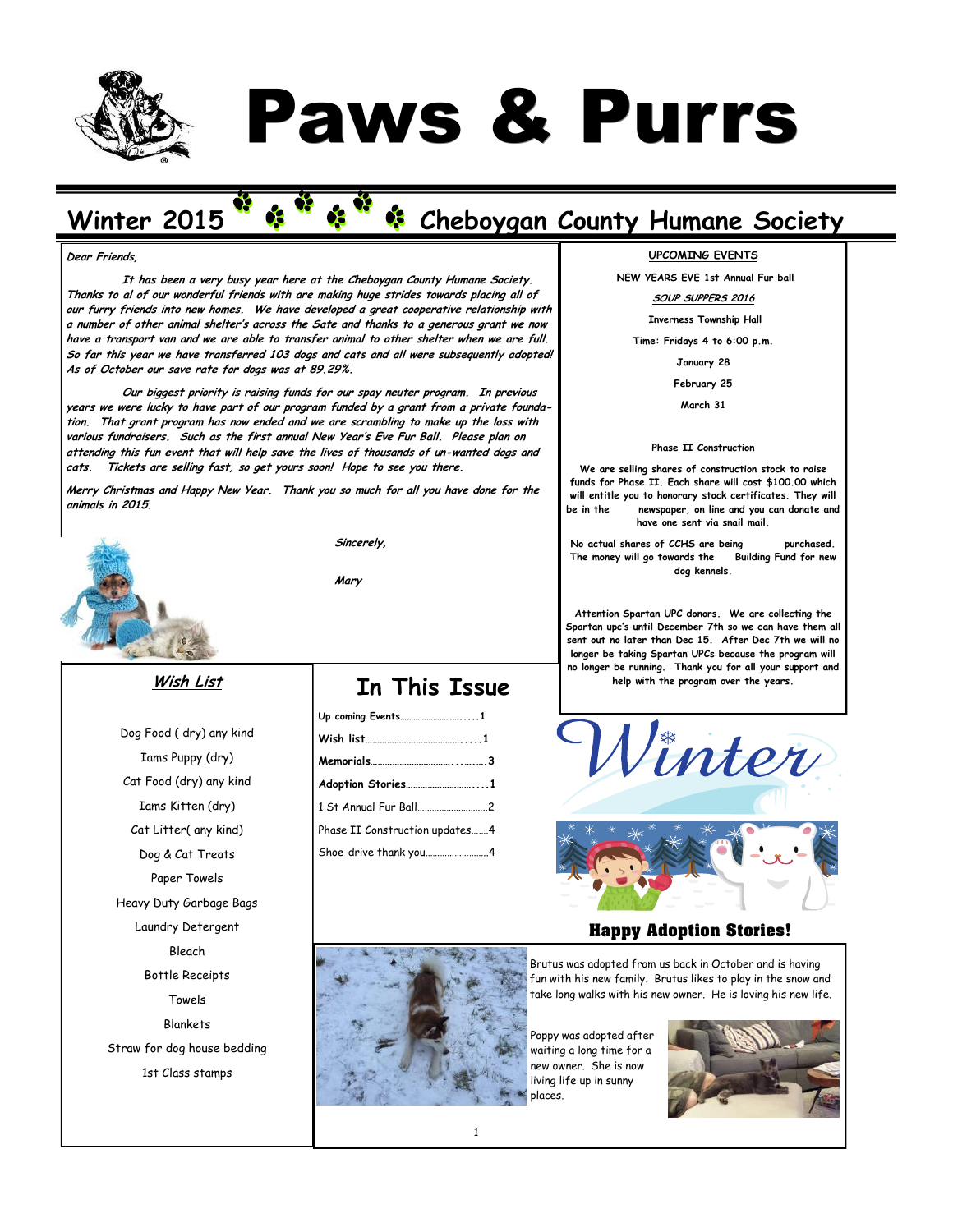# Paws & Purrs

## Winter 2015 Cheboygan County Humane Society

*Dear Friends,*

*It has been a very busy year here at the Cheboygan County Humane Society. Thanks to al of our wonderful friends with are making huge strides towards placing all of our furry friends into new homes. We have developed a great cooperative relationship with a number of other animal shelter's across the Sate and thanks to a generous grant we now have a transport van and we are able to transfer animal to other shelter when we are full. So far this year we have transferred 103 dogs and cats and all were subsequently adopted! As of October our save rate for dogs was at 89.29%.*

*Our biggest priority is raising funds for our spay neuter program. In previous years we were lucky to have part of our program funded by a grant from a private foundation. That grant program has now ended and we are scrambling to make up the loss with various fundraisers. Such as the first annual New Year's Eve Fur Ball. Please plan on attending this fun event that will help save the lives of thousands of un-wanted dogs and cats. Tickets are selling fast, so get yours soon! Hope to see you there.*

*Merry Christmas and Happy New Year. Thank you so much for all you have done for the animals in 2015.*

*Sincerely,*

*Mary*

### UPCOMING EVENTS

NEW YEARS EVE 1st Annual Fur ball

*SOUP SUPPERS 2016*

Inverness Township Hall

Time: Fridays 4 to 6:00 p.m.

January 28

February 25

March 31

Phase II Construction

We are selling shares of construction stock to raise funds for Phase II. Each share will cost $100.00 which will entitle you to honorary stock certificates. They will be in the newspaper, on line and you can donate and have one sent via snail mail.

No actual shares of CCHS are being purchased. The money will go towards the Building Fund for new dog kennels.

Attention Spartan UPC donors. We are collecting the Spartan upc's until December 7th so we can have them all sent out no later than Dec 15. After Dec 7th we will no longer be taking Spartan UPCs because the program will no longer be running. Thank you for all your support and help with the program over the years.

### *Wish List*

Dog Food ( dry) any kind

Iams Puppy (dry)

Cat Food (dry) any kind

Iams Kitten (dry)

Cat Litter( any kind)

Dog & Cat Treats

Paper Towels

Heavy Duty Garbage Bags

Laundry Detergent

Bleach

Bottle Receipts

Towels

Blankets

Straw for dog house bedding

1st Class stamps

## In This Issue

- Up coming Events.....1
- Wish list.....1
- Memorials.....3
- Adoption Stories.....1
- 1 St Annual Fur Ball.....2
- Phase II Construction updates.....4
- Shoe-drive thank you.....4

## Happy Adoption Stories!

Brutus was adopted from us back in October and is having fun with his new family. Brutus likes to play in the snow and take long walks with his new owner. He is loving his new life.

Poppy was adopted after waiting a long time for a new owner. She is now living life up in sunny places.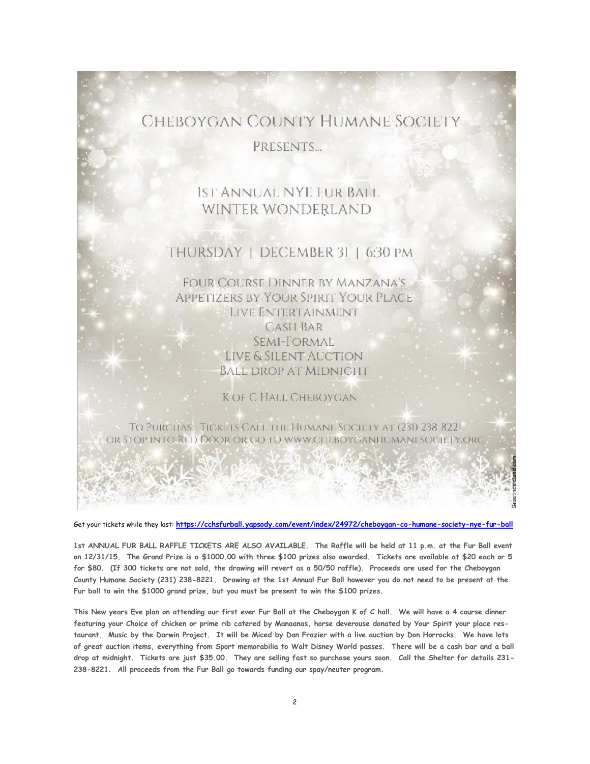# Cheboygan County Humane Society

Presents...

## 1st Annual NYE Fur Ball
## Winter Wonderland

Thursday | December 31 | 6:30 PM

Four Course Dinner by Manzana's
Appetizers by Your Spirit Your Place
Live Entertainment
Cash Bar
Semi-Formal
Live & Silent Auction
Ball Drop at Midnight

K of C Hall Cheboygan

To Purchase Tickets Call the Humane Society at (231) 238 8221 or Stop into Red Door or go to www.cheboyganhumanesociety.org

Get your tickets while they last: **https://cchsfurball.yapsody.com/event/index/24972/cheboygan-co-humane-society-nye-fur-ball**

**1st ANNUAL FUR BALL RAFFLE TICKETS ARE ALSO AVAILABLE. The Raffle will be held at 11 p.m. at the Fur Ball event on 12/31/15. The Grand Prize is a $1000.00 with three $100 prizes also awarded. Tickets are available at $20 each or 5 for $80. (If 300 tickets are not sold, the drawing will revert as a 50/50 raffle). Proceeds are used for the Cheboygan County Humane Society (231) 238-8221. Drawing at the 1st Annual Fur Ball however you do not need to be present at the Fur ball to win the $1000 grand prize, but you must be present to win the $100 prizes.**

**This New years Eve plan on attending our first ever Fur Ball at the Cheboygan K of C hall. We will have a 4 course dinner featuring your Choice of chicken or prime rib catered by Manaanas, horse deverouse donated by Your Spirit your place restaurant. Music by the Darwin Project. It will be Miced by Dan Frazier with a live auction by Don Horrocks. We have lots of great auction items, everything from Sport memorabilia to Walt Disney World passes. There will be a cash bar and a ball drop at midnight. Tickets are just $35.00. They are selling fast so purchase yours soon. Call the Shelter for details 231-238-8221. All proceeds from the Fur Ball go towards funding our spay/neuter program.**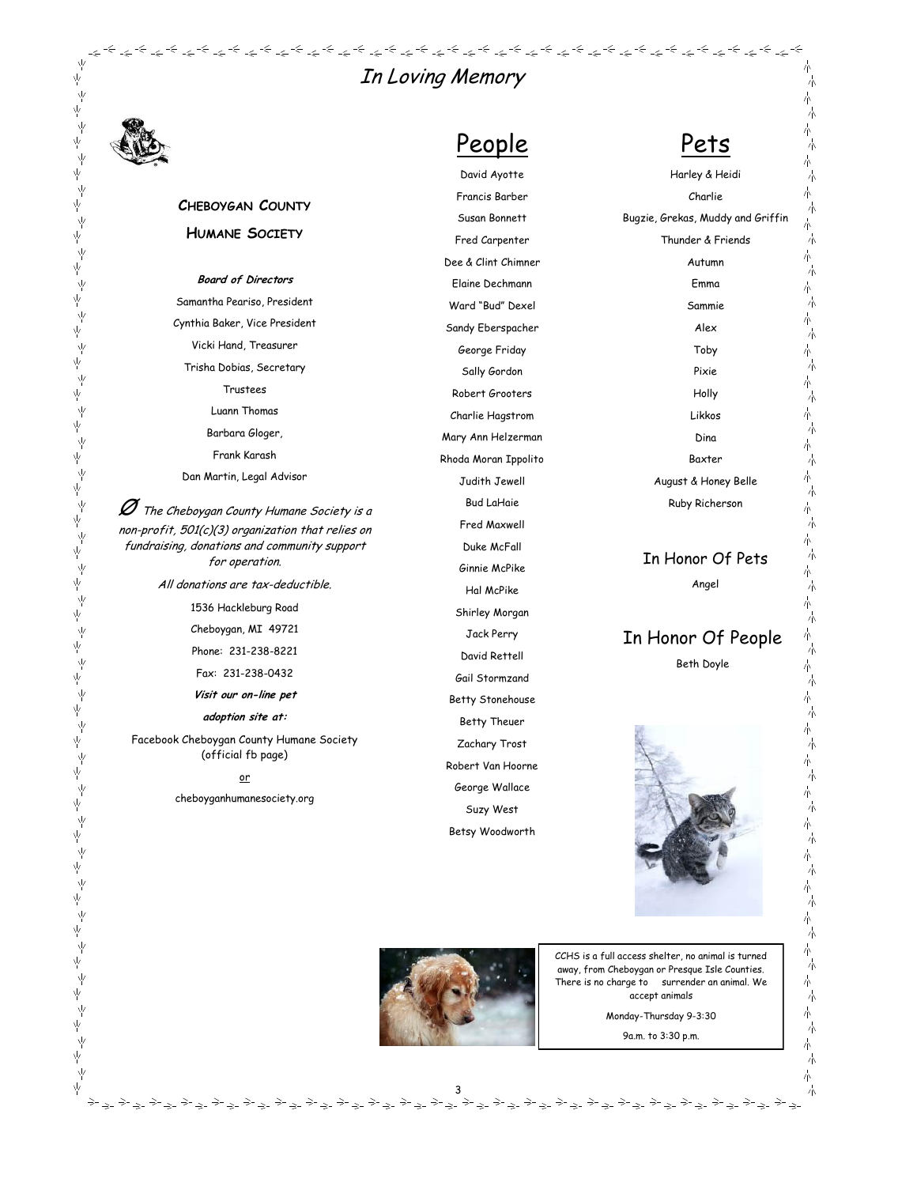# In Loving Memory

## Cheboygan County Humane Society

***Board of Directors***

Samantha Peariso, President

Cynthia Baker, Vice President

Vicki Hand, Treasurer

Trisha Dobias, Secretary

Trustees

Luann Thomas

Barbara Gloger,

Frank Karash

Dan Martin, Legal Advisor

Ø *The Cheboygan County Humane Society is a non-profit, 501(c)(3) organization that relies on fundraising, donations and community support for operation.*

*All donations are tax-deductible.*

1536 Hackleburg Road

Cheboygan, MI 49721

Phone: 231-238-8221

Fax: 231-238-0432

***Visit our on-line pet adoption site at:***

Facebook Cheboygan County Humane Society (official fb page)

or

cheboyganhumanesociety.org

## People

David Ayotte

Francis Barber

Susan Bonnett

Fred Carpenter

Dee & Clint Chimner

Elaine Dechmann

Ward "Bud" Dexel

Sandy Eberspacher

George Friday

Sally Gordon

Robert Grooters

Charlie Hagstrom

Mary Ann Helzerman

Rhoda Moran Ippolito

Judith Jewell

Bud LaHaie

Fred Maxwell

Duke McFall

Ginnie McPike

Hal McPike

Shirley Morgan

Jack Perry

David Rettell

Gail Stormzand

Betty Stonehouse

Betty Theuer

Zachary Trost

Robert Van Hoorne

George Wallace

Suzy West

Betsy Woodworth

## Pets

Harley & Heidi

Charlie

Bugzie, Grekas, Muddy and Griffin

Thunder & Friends

Autumn

Emma

Sammie

Alex

Toby

Pixie

Holly

Likkos

Dina

Baxter

August & Honey Belle

Ruby Richerson

### In Honor Of Pets

Angel

### In Honor Of People

Beth Doyle

CCHS is a full access shelter, no animal is turned away, from Cheboygan or Presque Isle Counties. There is no charge to surrender an animal. We accept animals

Monday-Thursday 9-3:30

9a.m. to 3:30 p.m.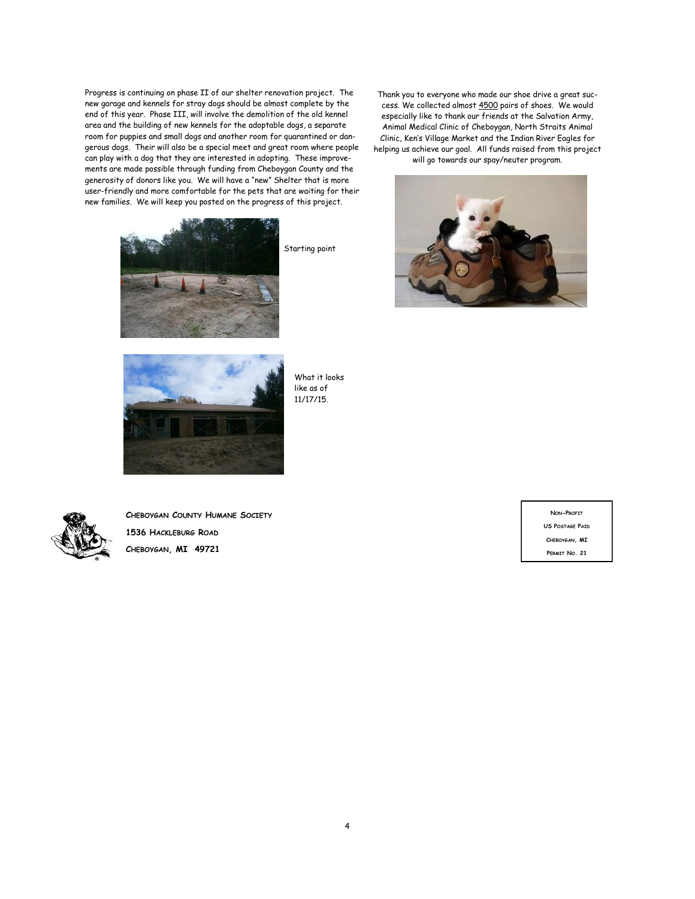Progress is continuing on phase II of our shelter renovation project. The new garage and kennels for stray dogs should be almost complete by the end of this year. Phase III, will involve the demolition of the old kennel area and the building of new kennels for the adoptable dogs, a separate room for puppies and small dogs and another room for quarantined or dangerous dogs. Their will also be a special meet and great room where people can play with a dog that they are interested in adopting. These improvements are made possible through funding from Cheboygan County and the generosity of donors like you. We will have a "new" Shelter that is more user-friendly and more comfortable for the pets that are waiting for their new families. We will keep you posted on the progress of this project.

Starting point

What it looks like as of 11/17/15.

Thank you to everyone who made our shoe drive a great success. We collected almost 4500 pairs of shoes. We would especially like to thank our friends at the Salvation Army, Animal Medical Clinic of Cheboygan, North Straits Animal Clinic, Ken's Village Market and the Indian River Eagles for helping us achieve our goal. All funds raised from this project will go towards our spay/neuter program.

**Cheboygan County Humane Society**
**1536 Hackleburg Road**
**Cheboygan, MI 49721**

NON-PROFIT
US POSTAGE PAID
CHEBOYGAN, MI
PERMIT NO. 21